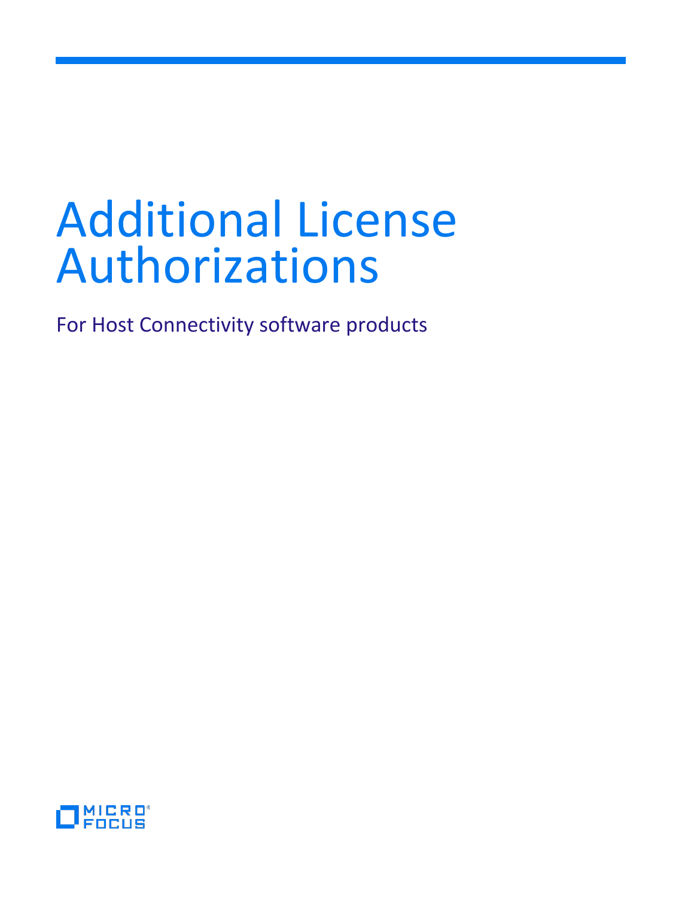# Additional License Authorizations

For Host Connectivity software products

MICRO FOCUS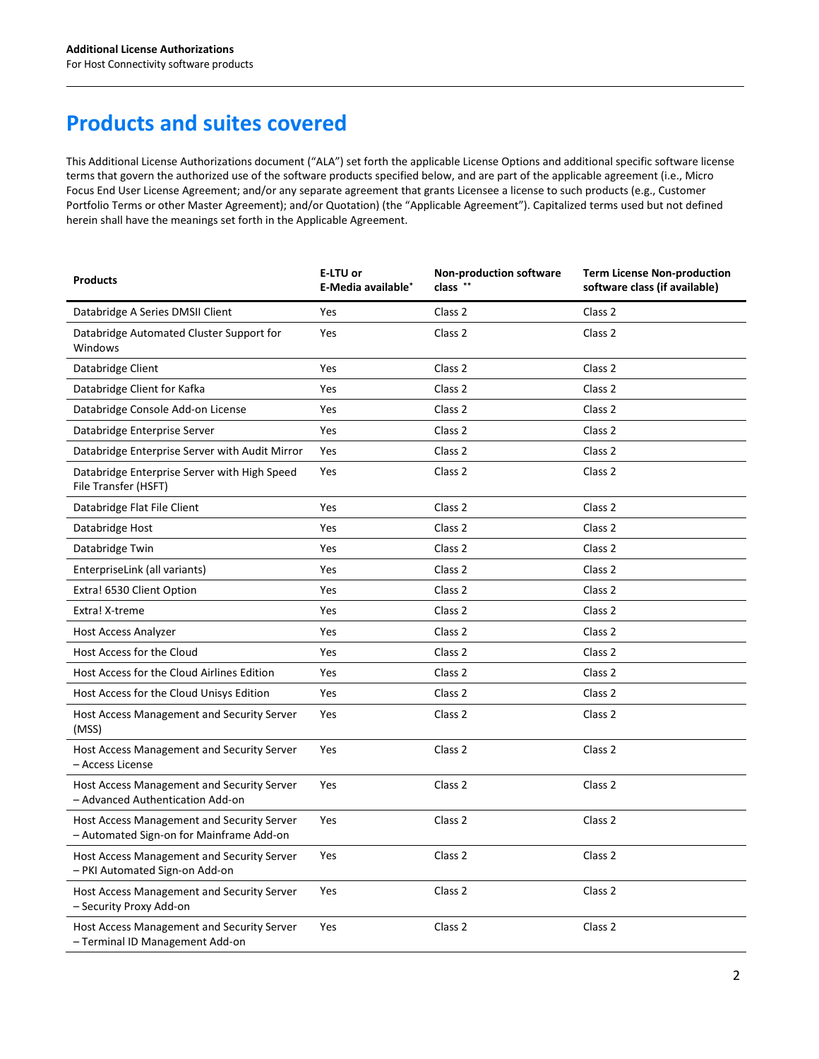## Products and suites covered

This Additional License Authorizations document ("ALA") set forth the applicable License Options and additional specific software license terms that govern the authorized use of the software products specified below, and are part of the applicable agreement (i.e., Micro Focus End User License Agreement; and/or any separate agreement that grants Licensee a license to such products (e.g., Customer Portfolio Terms or other Master Agreement); and/or Quotation) (the "Applicable Agreement"). Capitalized terms used but not defined herein shall have the meanings set forth in the Applicable Agreement.

| Products | E-LTU or E-Media available* | Non-production software class ** | Term License Non-production software class (if available) |
|---|---|---|---|
| Databridge A Series DMSII Client | Yes | Class 2 | Class 2 |
| Databridge Automated Cluster Support for Windows | Yes | Class 2 | Class 2 |
| Databridge Client | Yes | Class 2 | Class 2 |
| Databridge Client for Kafka | Yes | Class 2 | Class 2 |
| Databridge Console Add-on License | Yes | Class 2 | Class 2 |
| Databridge Enterprise Server | Yes | Class 2 | Class 2 |
| Databridge Enterprise Server with Audit Mirror | Yes | Class 2 | Class 2 |
| Databridge Enterprise Server with High Speed File Transfer (HSFT) | Yes | Class 2 | Class 2 |
| Databridge Flat File Client | Yes | Class 2 | Class 2 |
| Databridge Host | Yes | Class 2 | Class 2 |
| Databridge Twin | Yes | Class 2 | Class 2 |
| EnterpriseLink (all variants) | Yes | Class 2 | Class 2 |
| Extra! 6530 Client Option | Yes | Class 2 | Class 2 |
| Extra! X-treme | Yes | Class 2 | Class 2 |
| Host Access Analyzer | Yes | Class 2 | Class 2 |
| Host Access for the Cloud | Yes | Class 2 | Class 2 |
| Host Access for the Cloud Airlines Edition | Yes | Class 2 | Class 2 |
| Host Access for the Cloud Unisys Edition | Yes | Class 2 | Class 2 |
| Host Access Management and Security Server (MSS) | Yes | Class 2 | Class 2 |
| Host Access Management and Security Server – Access License | Yes | Class 2 | Class 2 |
| Host Access Management and Security Server – Advanced Authentication Add-on | Yes | Class 2 | Class 2 |
| Host Access Management and Security Server – Automated Sign-on for Mainframe Add-on | Yes | Class 2 | Class 2 |
| Host Access Management and Security Server – PKI Automated Sign-on Add-on | Yes | Class 2 | Class 2 |
| Host Access Management and Security Server – Security Proxy Add-on | Yes | Class 2 | Class 2 |
| Host Access Management and Security Server – Terminal ID Management Add-on | Yes | Class 2 | Class 2 |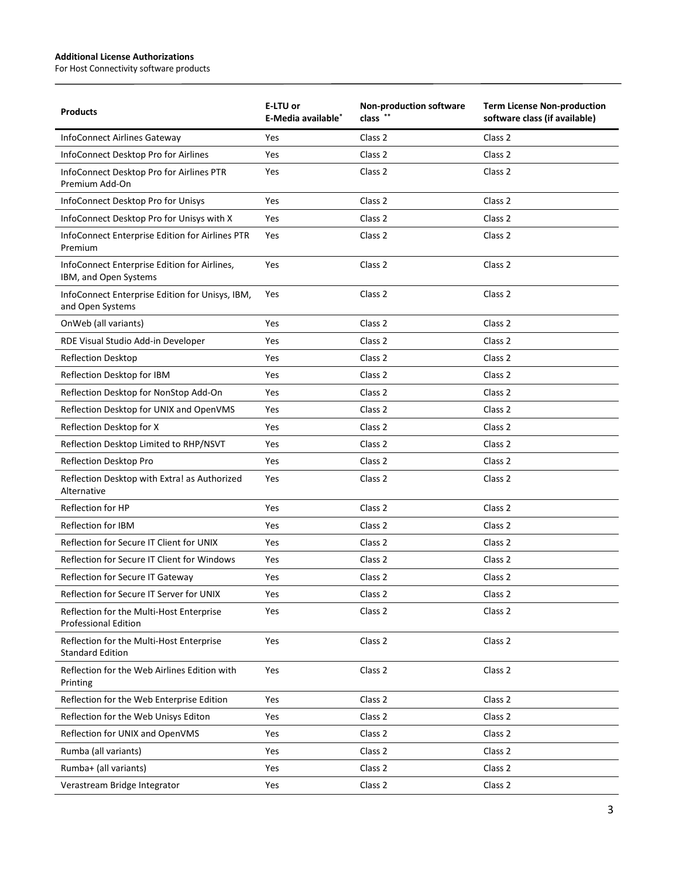| Products | E-LTU or E-Media available* | Non-production software class ** | Term License Non-production software class (if available) |
|---|---|---|---|
| InfoConnect Airlines Gateway | Yes | Class 2 | Class 2 |
| InfoConnect Desktop Pro for Airlines | Yes | Class 2 | Class 2 |
| InfoConnect Desktop Pro for Airlines PTR Premium Add-On | Yes | Class 2 | Class 2 |
| InfoConnect Desktop Pro for Unisys | Yes | Class 2 | Class 2 |
| InfoConnect Desktop Pro for Unisys with X | Yes | Class 2 | Class 2 |
| InfoConnect Enterprise Edition for Airlines PTR Premium | Yes | Class 2 | Class 2 |
| InfoConnect Enterprise Edition for Airlines, IBM, and Open Systems | Yes | Class 2 | Class 2 |
| InfoConnect Enterprise Edition for Unisys, IBM, and Open Systems | Yes | Class 2 | Class 2 |
| OnWeb (all variants) | Yes | Class 2 | Class 2 |
| RDE Visual Studio Add-in Developer | Yes | Class 2 | Class 2 |
| Reflection Desktop | Yes | Class 2 | Class 2 |
| Reflection Desktop for IBM | Yes | Class 2 | Class 2 |
| Reflection Desktop for NonStop Add-On | Yes | Class 2 | Class 2 |
| Reflection Desktop for UNIX and OpenVMS | Yes | Class 2 | Class 2 |
| Reflection Desktop for X | Yes | Class 2 | Class 2 |
| Reflection Desktop Limited to RHP/NSVT | Yes | Class 2 | Class 2 |
| Reflection Desktop Pro | Yes | Class 2 | Class 2 |
| Reflection Desktop with Extra! as Authorized Alternative | Yes | Class 2 | Class 2 |
| Reflection for HP | Yes | Class 2 | Class 2 |
| Reflection for IBM | Yes | Class 2 | Class 2 |
| Reflection for Secure IT Client for UNIX | Yes | Class 2 | Class 2 |
| Reflection for Secure IT Client for Windows | Yes | Class 2 | Class 2 |
| Reflection for Secure IT Gateway | Yes | Class 2 | Class 2 |
| Reflection for Secure IT Server for UNIX | Yes | Class 2 | Class 2 |
| Reflection for the Multi-Host Enterprise Professional Edition | Yes | Class 2 | Class 2 |
| Reflection for the Multi-Host Enterprise Standard Edition | Yes | Class 2 | Class 2 |
| Reflection for the Web Airlines Edition with Printing | Yes | Class 2 | Class 2 |
| Reflection for the Web Enterprise Edition | Yes | Class 2 | Class 2 |
| Reflection for the Web Unisys Editon | Yes | Class 2 | Class 2 |
| Reflection for UNIX and OpenVMS | Yes | Class 2 | Class 2 |
| Rumba (all variants) | Yes | Class 2 | Class 2 |
| Rumba+ (all variants) | Yes | Class 2 | Class 2 |
| Verastream Bridge Integrator | Yes | Class 2 | Class 2 |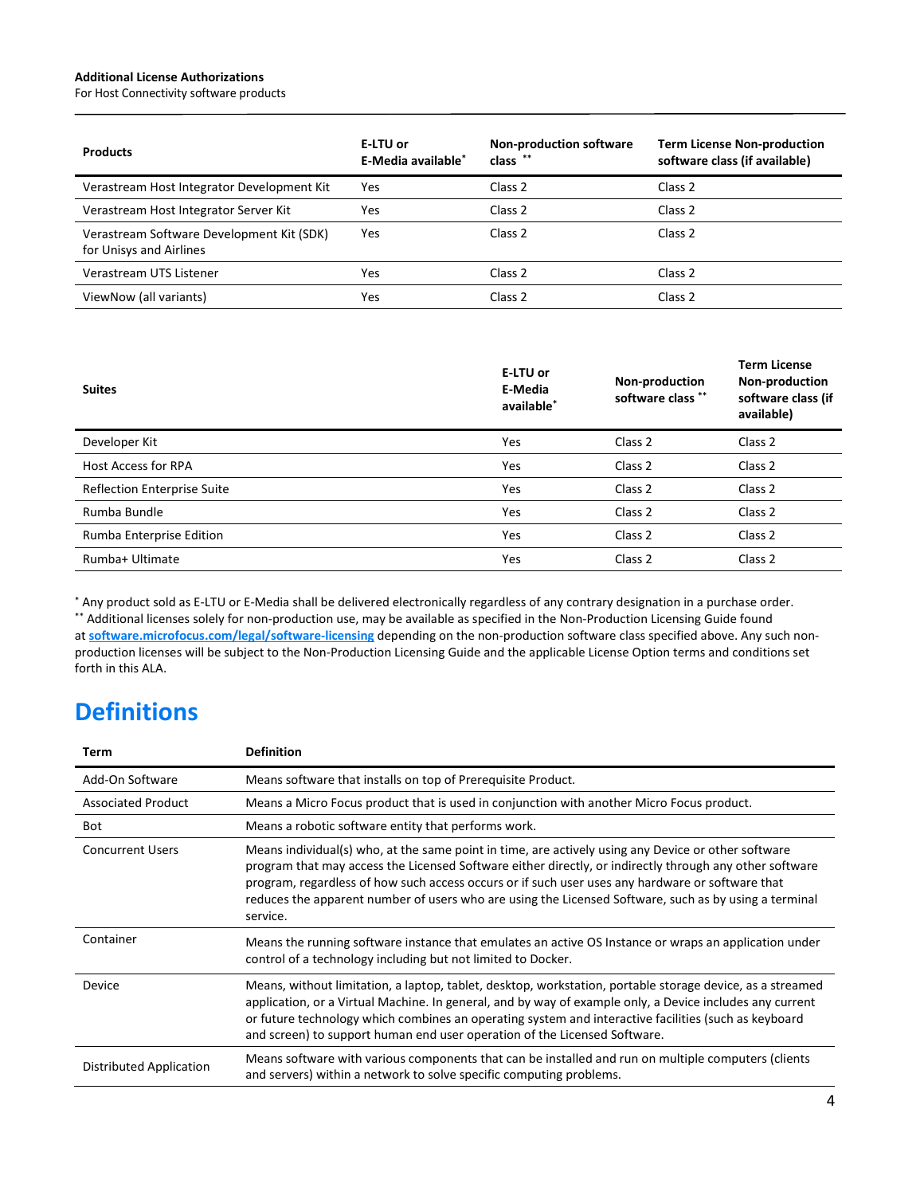| Products | E-LTU or E-Media available* | Non-production software class ** | Term License Non-production software class (if available) |
|---|---|---|---|
| Verastream Host Integrator Development Kit | Yes | Class 2 | Class 2 |
| Verastream Host Integrator Server Kit | Yes | Class 2 | Class 2 |
| Verastream Software Development Kit (SDK) for Unisys and Airlines | Yes | Class 2 | Class 2 |
| Verastream UTS Listener | Yes | Class 2 | Class 2 |
| ViewNow (all variants) | Yes | Class 2 | Class 2 |

| Suites | E-LTU or E-Media available* | Non-production software class ** | Term License Non-production software class (if available) |
|---|---|---|---|
| Developer Kit | Yes | Class 2 | Class 2 |
| Host Access for RPA | Yes | Class 2 | Class 2 |
| Reflection Enterprise Suite | Yes | Class 2 | Class 2 |
| Rumba Bundle | Yes | Class 2 | Class 2 |
| Rumba Enterprise Edition | Yes | Class 2 | Class 2 |
| Rumba+ Ultimate | Yes | Class 2 | Class 2 |

* Any product sold as E-LTU or E-Media shall be delivered electronically regardless of any contrary designation in a purchase order.
** Additional licenses solely for non-production use, may be available as specified in the Non-Production Licensing Guide found at **software.microfocus.com/legal/software-licensing** depending on the non-production software class specified above. Any such non-production licenses will be subject to the Non-Production Licensing Guide and the applicable License Option terms and conditions set forth in this ALA.

# Definitions

| Term | Definition |
|---|---|
| Add-On Software | Means software that installs on top of Prerequisite Product. |
| Associated Product | Means a Micro Focus product that is used in conjunction with another Micro Focus product. |
| Bot | Means a robotic software entity that performs work. |
| Concurrent Users | Means individual(s) who, at the same point in time, are actively using any Device or other software program that may access the Licensed Software either directly, or indirectly through any other software program, regardless of how such access occurs or if such user uses any hardware or software that reduces the apparent number of users who are using the Licensed Software, such as by using a terminal service. |
| Container | Means the running software instance that emulates an active OS Instance or wraps an application under control of a technology including but not limited to Docker. |
| Device | Means, without limitation, a laptop, tablet, desktop, workstation, portable storage device, as a streamed application, or a Virtual Machine. In general, and by way of example only, a Device includes any current or future technology which combines an operating system and interactive facilities (such as keyboard and screen) to support human end user operation of the Licensed Software. |
| Distributed Application | Means software with various components that can be installed and run on multiple computers (clients and servers) within a network to solve specific computing problems. |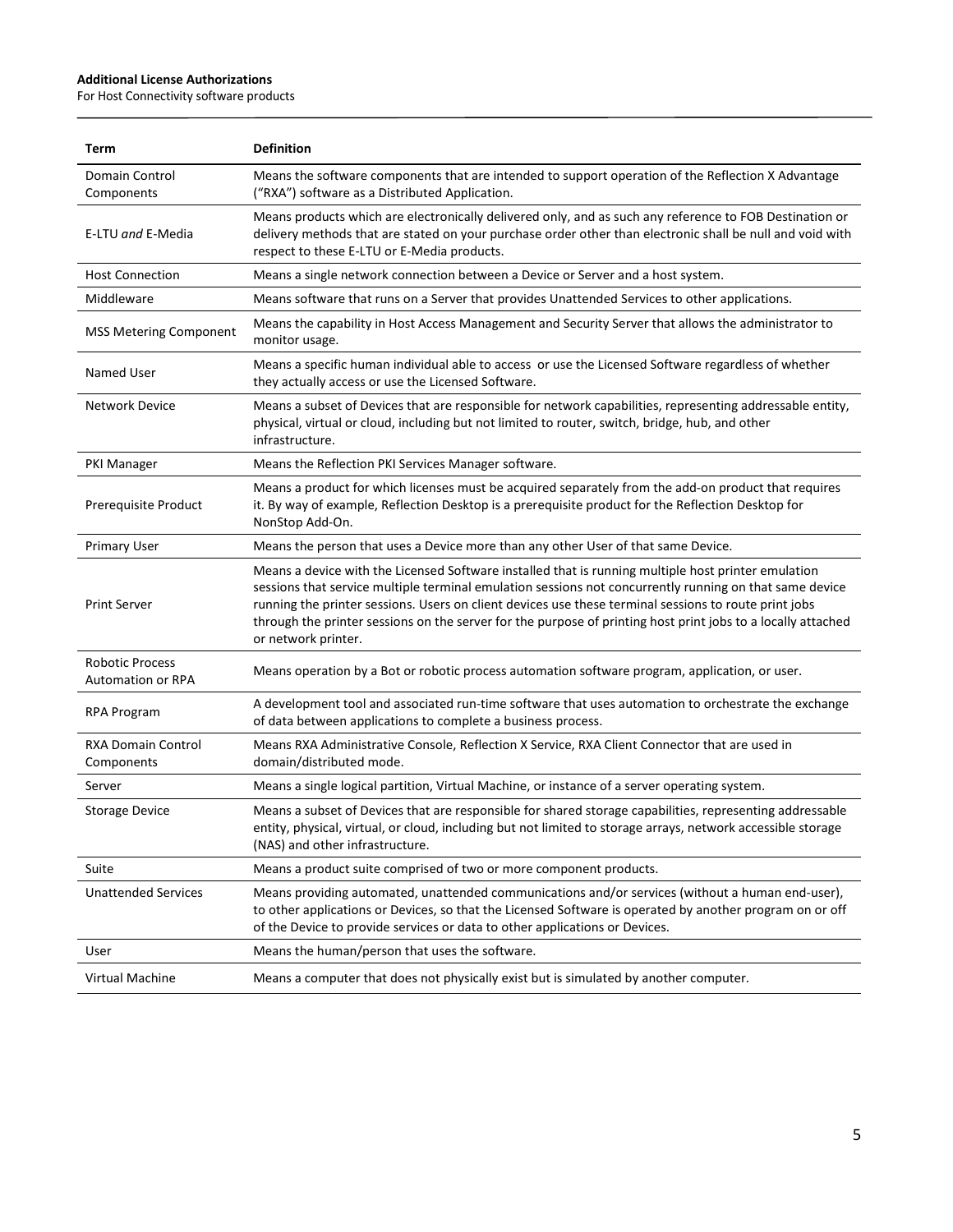| Term | Definition |
|---|---|
| Domain Control Components | Means the software components that are intended to support operation of the Reflection X Advantage ("RXA") software as a Distributed Application. |
| E-LTU *and* E-Media | Means products which are electronically delivered only, and as such any reference to FOB Destination or delivery methods that are stated on your purchase order other than electronic shall be null and void with respect to these E-LTU or E-Media products. |
| Host Connection | Means a single network connection between a Device or Server and a host system. |
| Middleware | Means software that runs on a Server that provides Unattended Services to other applications. |
| MSS Metering Component | Means the capability in Host Access Management and Security Server that allows the administrator to monitor usage. |
| Named User | Means a specific human individual able to access or use the Licensed Software regardless of whether they actually access or use the Licensed Software. |
| Network Device | Means a subset of Devices that are responsible for network capabilities, representing addressable entity, physical, virtual or cloud, including but not limited to router, switch, bridge, hub, and other infrastructure. |
| PKI Manager | Means the Reflection PKI Services Manager software. |
| Prerequisite Product | Means a product for which licenses must be acquired separately from the add-on product that requires it. By way of example, Reflection Desktop is a prerequisite product for the Reflection Desktop for NonStop Add-On. |
| Primary User | Means the person that uses a Device more than any other User of that same Device. |
| Print Server | Means a device with the Licensed Software installed that is running multiple host printer emulation sessions that service multiple terminal emulation sessions not concurrently running on that same device running the printer sessions. Users on client devices use these terminal sessions to route print jobs through the printer sessions on the server for the purpose of printing host print jobs to a locally attached or network printer. |
| Robotic Process Automation or RPA | Means operation by a Bot or robotic process automation software program, application, or user. |
| RPA Program | A development tool and associated run-time software that uses automation to orchestrate the exchange of data between applications to complete a business process. |
| RXA Domain Control Components | Means RXA Administrative Console, Reflection X Service, RXA Client Connector that are used in domain/distributed mode. |
| Server | Means a single logical partition, Virtual Machine, or instance of a server operating system. |
| Storage Device | Means a subset of Devices that are responsible for shared storage capabilities, representing addressable entity, physical, virtual, or cloud, including but not limited to storage arrays, network accessible storage (NAS) and other infrastructure. |
| Suite | Means a product suite comprised of two or more component products. |
| Unattended Services | Means providing automated, unattended communications and/or services (without a human end-user), to other applications or Devices, so that the Licensed Software is operated by another program on or off of the Device to provide services or data to other applications or Devices. |
| User | Means the human/person that uses the software. |
| Virtual Machine | Means a computer that does not physically exist but is simulated by another computer. |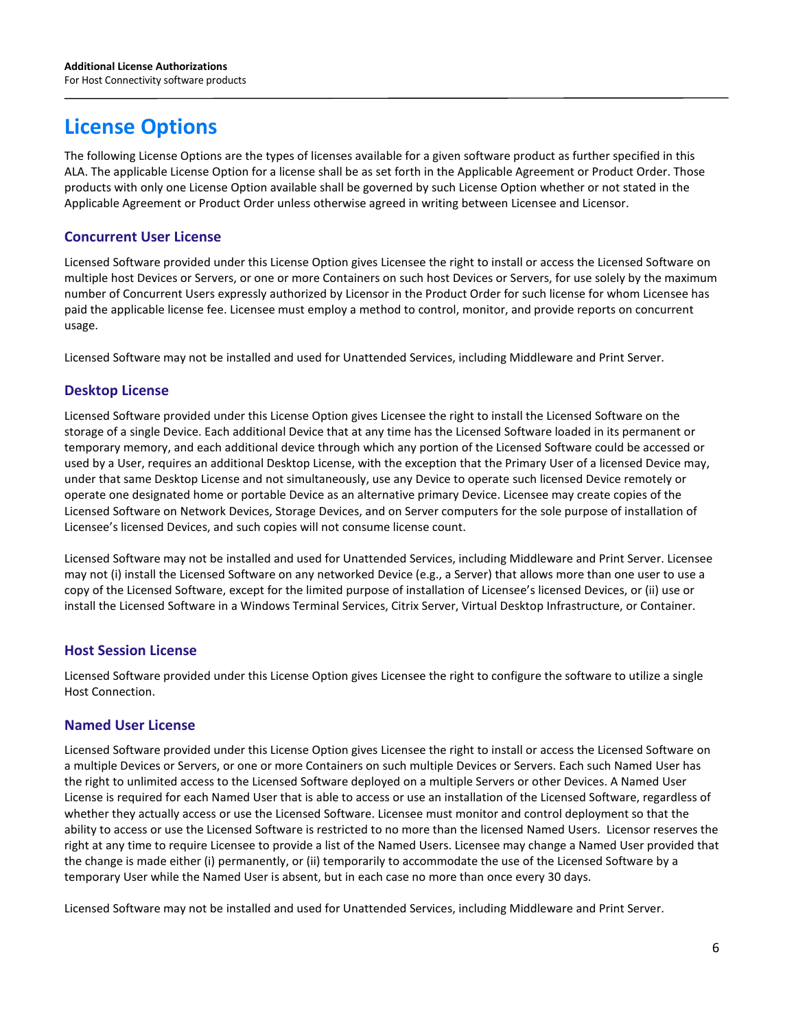# License Options

The following License Options are the types of licenses available for a given software product as further specified in this ALA. The applicable License Option for a license shall be as set forth in the Applicable Agreement or Product Order. Those products with only one License Option available shall be governed by such License Option whether or not stated in the Applicable Agreement or Product Order unless otherwise agreed in writing between Licensee and Licensor.

## Concurrent User License

Licensed Software provided under this License Option gives Licensee the right to install or access the Licensed Software on multiple host Devices or Servers, or one or more Containers on such host Devices or Servers, for use solely by the maximum number of Concurrent Users expressly authorized by Licensor in the Product Order for such license for whom Licensee has paid the applicable license fee. Licensee must employ a method to control, monitor, and provide reports on concurrent usage.

Licensed Software may not be installed and used for Unattended Services, including Middleware and Print Server.

## Desktop License

Licensed Software provided under this License Option gives Licensee the right to install the Licensed Software on the storage of a single Device. Each additional Device that at any time has the Licensed Software loaded in its permanent or temporary memory, and each additional device through which any portion of the Licensed Software could be accessed or used by a User, requires an additional Desktop License, with the exception that the Primary User of a licensed Device may, under that same Desktop License and not simultaneously, use any Device to operate such licensed Device remotely or operate one designated home or portable Device as an alternative primary Device. Licensee may create copies of the Licensed Software on Network Devices, Storage Devices, and on Server computers for the sole purpose of installation of Licensee's licensed Devices, and such copies will not consume license count.

Licensed Software may not be installed and used for Unattended Services, including Middleware and Print Server. Licensee may not (i) install the Licensed Software on any networked Device (e.g., a Server) that allows more than one user to use a copy of the Licensed Software, except for the limited purpose of installation of Licensee's licensed Devices, or (ii) use or install the Licensed Software in a Windows Terminal Services, Citrix Server, Virtual Desktop Infrastructure, or Container.

## Host Session License

Licensed Software provided under this License Option gives Licensee the right to configure the software to utilize a single Host Connection.

## Named User License

Licensed Software provided under this License Option gives Licensee the right to install or access the Licensed Software on a multiple Devices or Servers, or one or more Containers on such multiple Devices or Servers. Each such Named User has the right to unlimited access to the Licensed Software deployed on a multiple Servers or other Devices. A Named User License is required for each Named User that is able to access or use an installation of the Licensed Software, regardless of whether they actually access or use the Licensed Software. Licensee must monitor and control deployment so that the ability to access or use the Licensed Software is restricted to no more than the licensed Named Users. Licensor reserves the right at any time to require Licensee to provide a list of the Named Users. Licensee may change a Named User provided that the change is made either (i) permanently, or (ii) temporarily to accommodate the use of the Licensed Software by a temporary User while the Named User is absent, but in each case no more than once every 30 days.

Licensed Software may not be installed and used for Unattended Services, including Middleware and Print Server.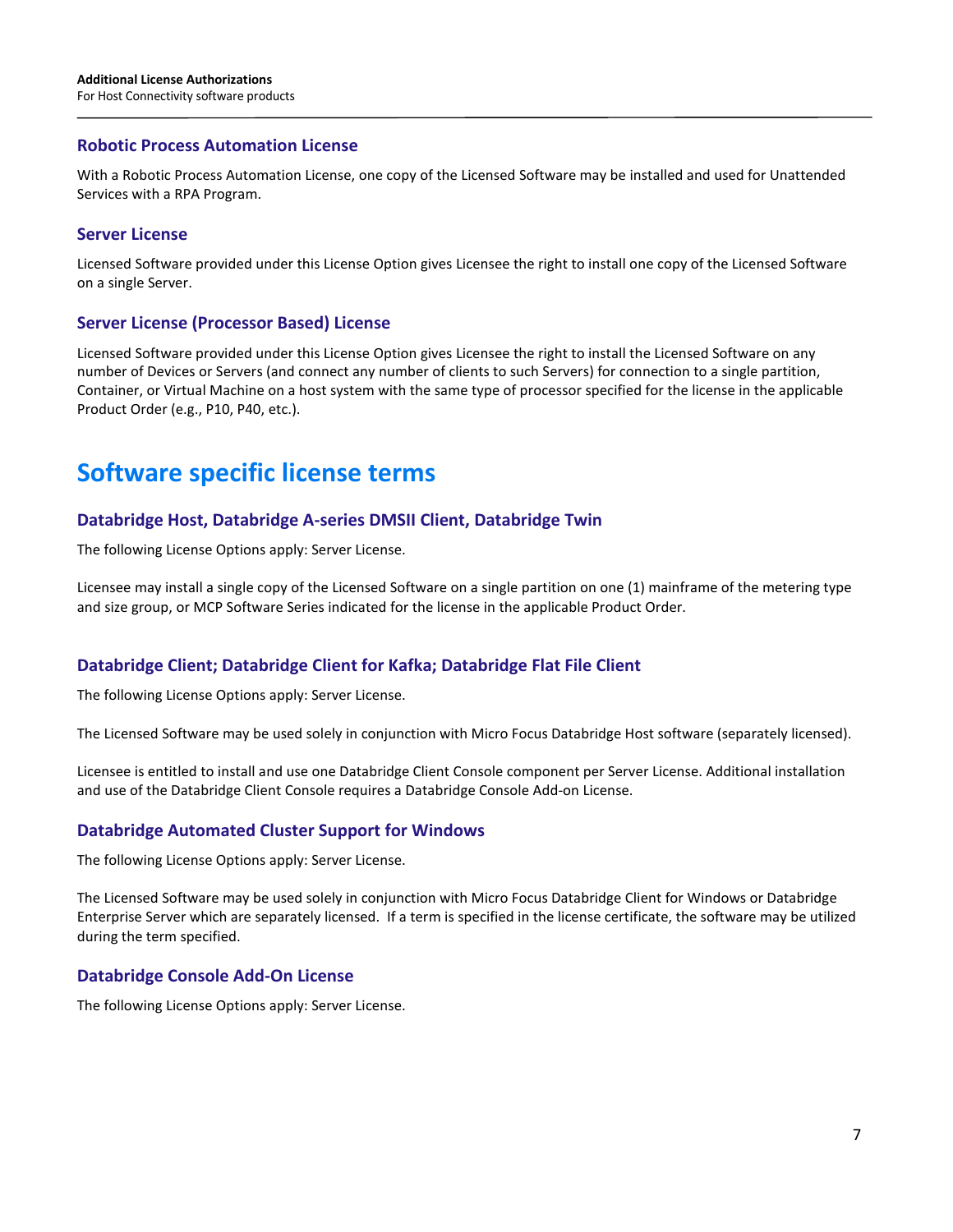### Robotic Process Automation License

With a Robotic Process Automation License, one copy of the Licensed Software may be installed and used for Unattended Services with a RPA Program.

### Server License

Licensed Software provided under this License Option gives Licensee the right to install one copy of the Licensed Software on a single Server.

### Server License (Processor Based) License

Licensed Software provided under this License Option gives Licensee the right to install the Licensed Software on any number of Devices or Servers (and connect any number of clients to such Servers) for connection to a single partition, Container, or Virtual Machine on a host system with the same type of processor specified for the license in the applicable Product Order (e.g., P10, P40, etc.).

## Software specific license terms

### Databridge Host, Databridge A-series DMSII Client, Databridge Twin

The following License Options apply: Server License.

Licensee may install a single copy of the Licensed Software on a single partition on one (1) mainframe of the metering type and size group, or MCP Software Series indicated for the license in the applicable Product Order.

### Databridge Client; Databridge Client for Kafka; Databridge Flat File Client

The following License Options apply: Server License.

The Licensed Software may be used solely in conjunction with Micro Focus Databridge Host software (separately licensed).

Licensee is entitled to install and use one Databridge Client Console component per Server License. Additional installation and use of the Databridge Client Console requires a Databridge Console Add-on License.

### Databridge Automated Cluster Support for Windows

The following License Options apply: Server License.

The Licensed Software may be used solely in conjunction with Micro Focus Databridge Client for Windows or Databridge Enterprise Server which are separately licensed. If a term is specified in the license certificate, the software may be utilized during the term specified.

### Databridge Console Add-On License

The following License Options apply: Server License.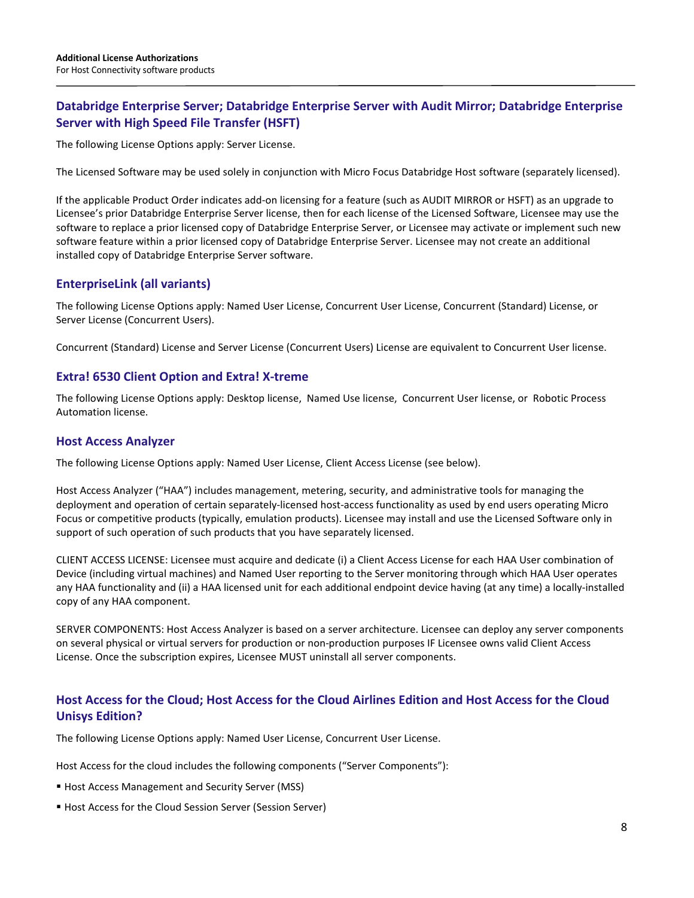## Databridge Enterprise Server; Databridge Enterprise Server with Audit Mirror; Databridge Enterprise Server with High Speed File Transfer (HSFT)

The following License Options apply: Server License.

The Licensed Software may be used solely in conjunction with Micro Focus Databridge Host software (separately licensed).

If the applicable Product Order indicates add-on licensing for a feature (such as AUDIT MIRROR or HSFT) as an upgrade to Licensee's prior Databridge Enterprise Server license, then for each license of the Licensed Software, Licensee may use the software to replace a prior licensed copy of Databridge Enterprise Server, or Licensee may activate or implement such new software feature within a prior licensed copy of Databridge Enterprise Server. Licensee may not create an additional installed copy of Databridge Enterprise Server software.

## EnterpriseLink (all variants)

The following License Options apply: Named User License, Concurrent User License, Concurrent (Standard) License, or Server License (Concurrent Users).

Concurrent (Standard) License and Server License (Concurrent Users) License are equivalent to Concurrent User license.

## Extra! 6530 Client Option and Extra! X-treme

The following License Options apply: Desktop license, Named Use license, Concurrent User license, or Robotic Process Automation license.

## Host Access Analyzer

The following License Options apply: Named User License, Client Access License (see below).

Host Access Analyzer ("HAA") includes management, metering, security, and administrative tools for managing the deployment and operation of certain separately-licensed host-access functionality as used by end users operating Micro Focus or competitive products (typically, emulation products). Licensee may install and use the Licensed Software only in support of such operation of such products that you have separately licensed.

CLIENT ACCESS LICENSE: Licensee must acquire and dedicate (i) a Client Access License for each HAA User combination of Device (including virtual machines) and Named User reporting to the Server monitoring through which HAA User operates any HAA functionality and (ii) a HAA licensed unit for each additional endpoint device having (at any time) a locally-installed copy of any HAA component.

SERVER COMPONENTS: Host Access Analyzer is based on a server architecture. Licensee can deploy any server components on several physical or virtual servers for production or non-production purposes IF Licensee owns valid Client Access License. Once the subscription expires, Licensee MUST uninstall all server components.

## Host Access for the Cloud; Host Access for the Cloud Airlines Edition and Host Access for the Cloud Unisys Edition?

The following License Options apply: Named User License, Concurrent User License.

Host Access for the cloud includes the following components ("Server Components"):

- Host Access Management and Security Server (MSS)
- Host Access for the Cloud Session Server (Session Server)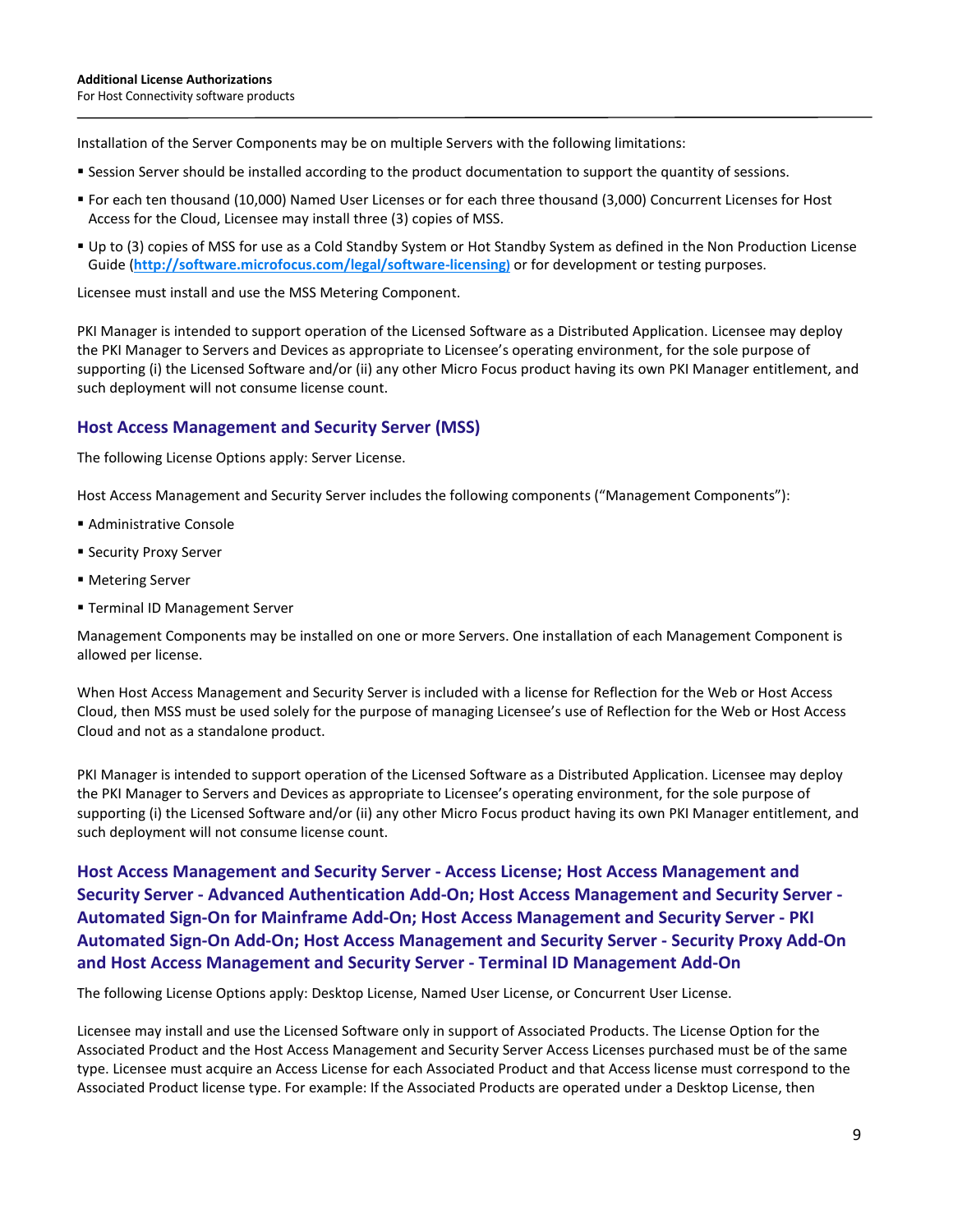Installation of the Server Components may be on multiple Servers with the following limitations:

- Session Server should be installed according to the product documentation to support the quantity of sessions.
- For each ten thousand (10,000) Named User Licenses or for each three thousand (3,000) Concurrent Licenses for Host Access for the Cloud, Licensee may install three (3) copies of MSS.
- Up to (3) copies of MSS for use as a Cold Standby System or Hot Standby System as defined in the Non Production License Guide (**http://software.microfocus.com/legal/software-licensing)** or for development or testing purposes.

Licensee must install and use the MSS Metering Component.

PKI Manager is intended to support operation of the Licensed Software as a Distributed Application. Licensee may deploy the PKI Manager to Servers and Devices as appropriate to Licensee's operating environment, for the sole purpose of supporting (i) the Licensed Software and/or (ii) any other Micro Focus product having its own PKI Manager entitlement, and such deployment will not consume license count.

## Host Access Management and Security Server (MSS)

The following License Options apply: Server License.

Host Access Management and Security Server includes the following components ("Management Components"):

- Administrative Console
- Security Proxy Server
- Metering Server
- Terminal ID Management Server

Management Components may be installed on one or more Servers. One installation of each Management Component is allowed per license.

When Host Access Management and Security Server is included with a license for Reflection for the Web or Host Access Cloud, then MSS must be used solely for the purpose of managing Licensee's use of Reflection for the Web or Host Access Cloud and not as a standalone product.

PKI Manager is intended to support operation of the Licensed Software as a Distributed Application. Licensee may deploy the PKI Manager to Servers and Devices as appropriate to Licensee's operating environment, for the sole purpose of supporting (i) the Licensed Software and/or (ii) any other Micro Focus product having its own PKI Manager entitlement, and such deployment will not consume license count.

## Host Access Management and Security Server - Access License; Host Access Management and Security Server - Advanced Authentication Add-On; Host Access Management and Security Server - Automated Sign-On for Mainframe Add-On; Host Access Management and Security Server - PKI Automated Sign-On Add-On; Host Access Management and Security Server - Security Proxy Add-On and Host Access Management and Security Server - Terminal ID Management Add-On

The following License Options apply: Desktop License, Named User License, or Concurrent User License.

Licensee may install and use the Licensed Software only in support of Associated Products. The License Option for the Associated Product and the Host Access Management and Security Server Access Licenses purchased must be of the same type. Licensee must acquire an Access License for each Associated Product and that Access license must correspond to the Associated Product license type. For example: If the Associated Products are operated under a Desktop License, then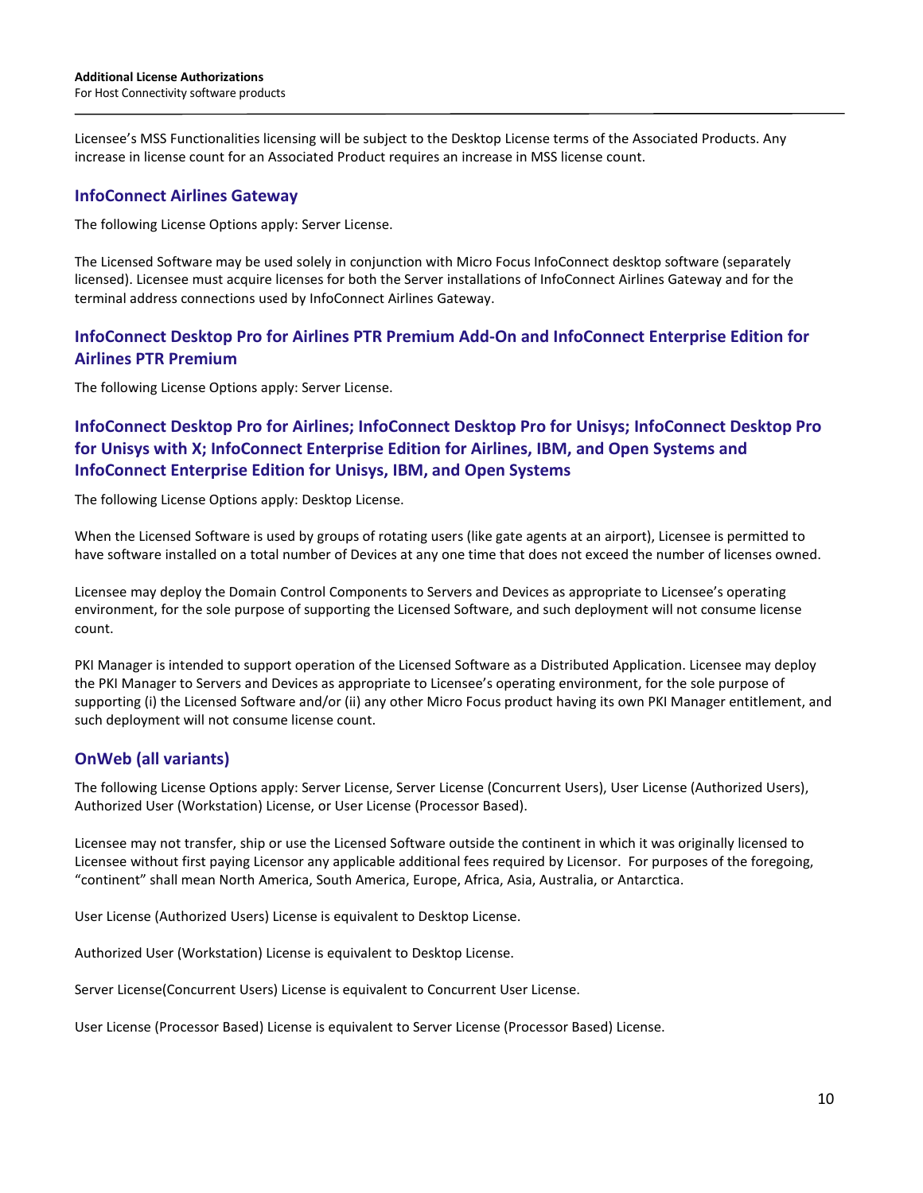Licensee's MSS Functionalities licensing will be subject to the Desktop License terms of the Associated Products. Any increase in license count for an Associated Product requires an increase in MSS license count.

## InfoConnect Airlines Gateway

The following License Options apply: Server License.

The Licensed Software may be used solely in conjunction with Micro Focus InfoConnect desktop software (separately licensed). Licensee must acquire licenses for both the Server installations of InfoConnect Airlines Gateway and for the terminal address connections used by InfoConnect Airlines Gateway.

## InfoConnect Desktop Pro for Airlines PTR Premium Add-On and InfoConnect Enterprise Edition for Airlines PTR Premium

The following License Options apply: Server License.

## InfoConnect Desktop Pro for Airlines; InfoConnect Desktop Pro for Unisys; InfoConnect Desktop Pro for Unisys with X; InfoConnect Enterprise Edition for Airlines, IBM, and Open Systems and InfoConnect Enterprise Edition for Unisys, IBM, and Open Systems

The following License Options apply: Desktop License.

When the Licensed Software is used by groups of rotating users (like gate agents at an airport), Licensee is permitted to have software installed on a total number of Devices at any one time that does not exceed the number of licenses owned.

Licensee may deploy the Domain Control Components to Servers and Devices as appropriate to Licensee's operating environment, for the sole purpose of supporting the Licensed Software, and such deployment will not consume license count.

PKI Manager is intended to support operation of the Licensed Software as a Distributed Application. Licensee may deploy the PKI Manager to Servers and Devices as appropriate to Licensee's operating environment, for the sole purpose of supporting (i) the Licensed Software and/or (ii) any other Micro Focus product having its own PKI Manager entitlement, and such deployment will not consume license count.

## OnWeb (all variants)

The following License Options apply: Server License, Server License (Concurrent Users), User License (Authorized Users), Authorized User (Workstation) License, or User License (Processor Based).

Licensee may not transfer, ship or use the Licensed Software outside the continent in which it was originally licensed to Licensee without first paying Licensor any applicable additional fees required by Licensor. For purposes of the foregoing, "continent" shall mean North America, South America, Europe, Africa, Asia, Australia, or Antarctica.

User License (Authorized Users) License is equivalent to Desktop License.

Authorized User (Workstation) License is equivalent to Desktop License.

Server License(Concurrent Users) License is equivalent to Concurrent User License.

User License (Processor Based) License is equivalent to Server License (Processor Based) License.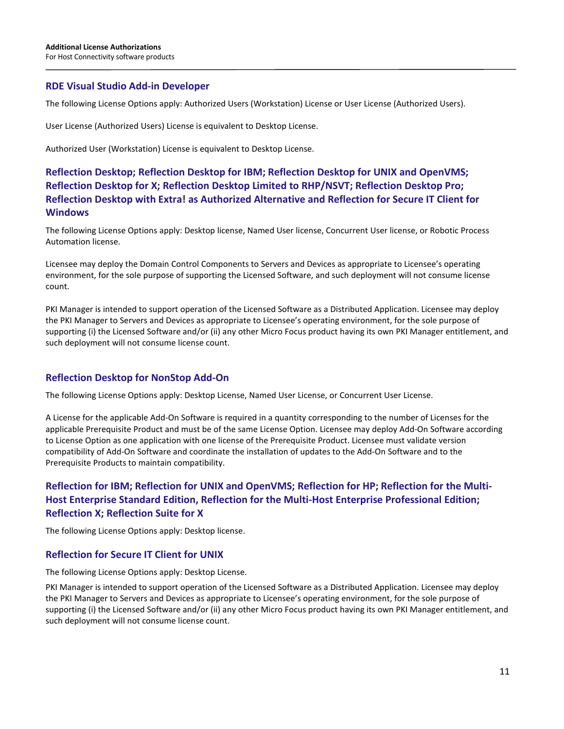## RDE Visual Studio Add-in Developer

The following License Options apply: Authorized Users (Workstation) License or User License (Authorized Users).

User License (Authorized Users) License is equivalent to Desktop License.

Authorized User (Workstation) License is equivalent to Desktop License.

## Reflection Desktop; Reflection Desktop for IBM; Reflection Desktop for UNIX and OpenVMS; Reflection Desktop for X; Reflection Desktop Limited to RHP/NSVT; Reflection Desktop Pro; Reflection Desktop with Extra! as Authorized Alternative and Reflection for Secure IT Client for Windows

The following License Options apply: Desktop license, Named User license, Concurrent User license, or Robotic Process Automation license.

Licensee may deploy the Domain Control Components to Servers and Devices as appropriate to Licensee's operating environment, for the sole purpose of supporting the Licensed Software, and such deployment will not consume license count.

PKI Manager is intended to support operation of the Licensed Software as a Distributed Application. Licensee may deploy the PKI Manager to Servers and Devices as appropriate to Licensee's operating environment, for the sole purpose of supporting (i) the Licensed Software and/or (ii) any other Micro Focus product having its own PKI Manager entitlement, and such deployment will not consume license count.

## Reflection Desktop for NonStop Add-On

The following License Options apply: Desktop License, Named User License, or Concurrent User License.

A License for the applicable Add-On Software is required in a quantity corresponding to the number of Licenses for the applicable Prerequisite Product and must be of the same License Option. Licensee may deploy Add-On Software according to License Option as one application with one license of the Prerequisite Product. Licensee must validate version compatibility of Add-On Software and coordinate the installation of updates to the Add-On Software and to the Prerequisite Products to maintain compatibility.

## Reflection for IBM; Reflection for UNIX and OpenVMS; Reflection for HP; Reflection for the Multi-Host Enterprise Standard Edition, Reflection for the Multi-Host Enterprise Professional Edition; Reflection X; Reflection Suite for X

The following License Options apply: Desktop license.

## Reflection for Secure IT Client for UNIX

The following License Options apply: Desktop License.

PKI Manager is intended to support operation of the Licensed Software as a Distributed Application. Licensee may deploy the PKI Manager to Servers and Devices as appropriate to Licensee's operating environment, for the sole purpose of supporting (i) the Licensed Software and/or (ii) any other Micro Focus product having its own PKI Manager entitlement, and such deployment will not consume license count.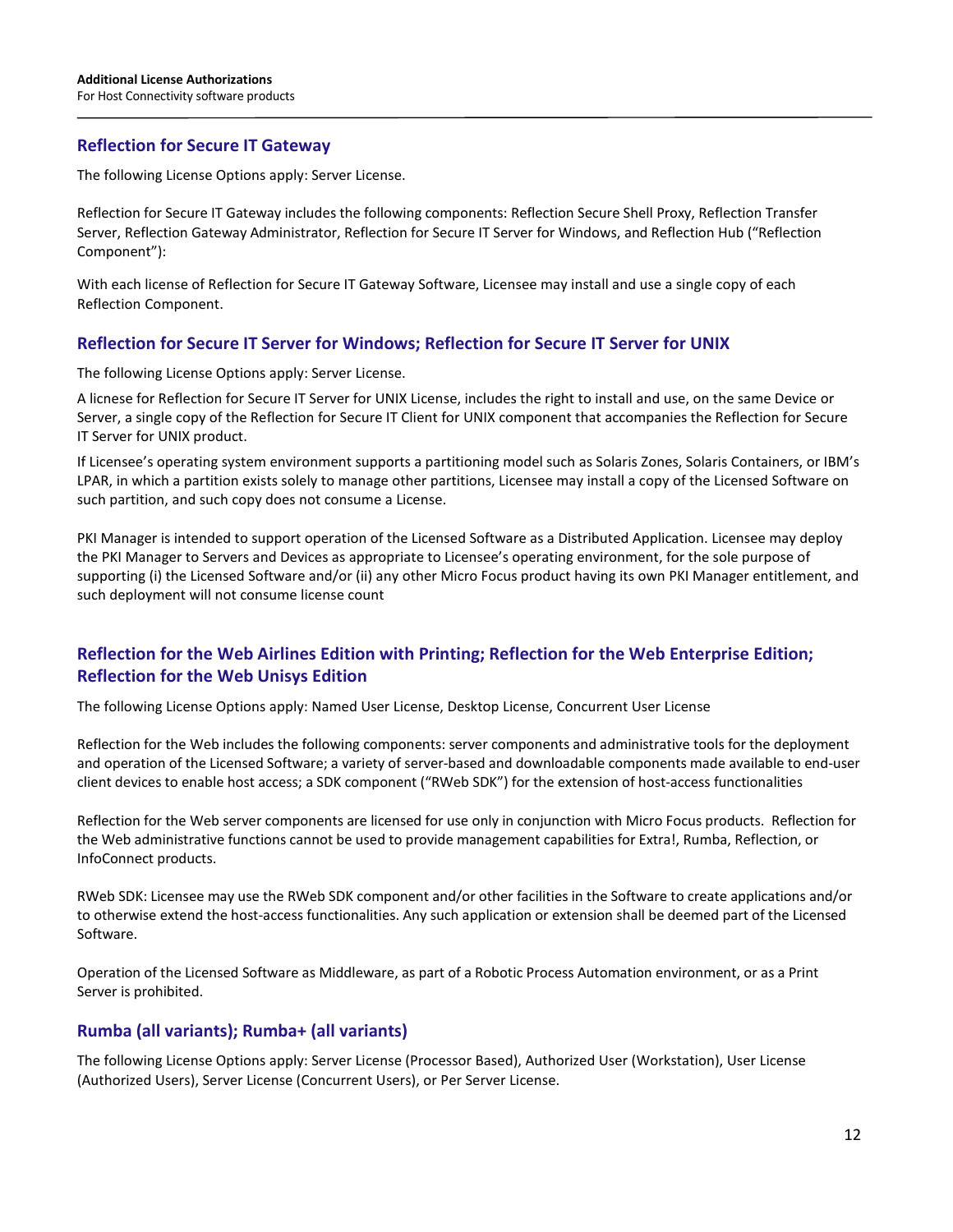## Reflection for Secure IT Gateway

The following License Options apply: Server License.

Reflection for Secure IT Gateway includes the following components: Reflection Secure Shell Proxy, Reflection Transfer Server, Reflection Gateway Administrator, Reflection for Secure IT Server for Windows, and Reflection Hub ("Reflection Component"):

With each license of Reflection for Secure IT Gateway Software, Licensee may install and use a single copy of each Reflection Component.

## Reflection for Secure IT Server for Windows; Reflection for Secure IT Server for UNIX

The following License Options apply: Server License.

A licnese for Reflection for Secure IT Server for UNIX License, includes the right to install and use, on the same Device or Server, a single copy of the Reflection for Secure IT Client for UNIX component that accompanies the Reflection for Secure IT Server for UNIX product.

If Licensee's operating system environment supports a partitioning model such as Solaris Zones, Solaris Containers, or IBM's LPAR, in which a partition exists solely to manage other partitions, Licensee may install a copy of the Licensed Software on such partition, and such copy does not consume a License.

PKI Manager is intended to support operation of the Licensed Software as a Distributed Application. Licensee may deploy the PKI Manager to Servers and Devices as appropriate to Licensee's operating environment, for the sole purpose of supporting (i) the Licensed Software and/or (ii) any other Micro Focus product having its own PKI Manager entitlement, and such deployment will not consume license count

## Reflection for the Web Airlines Edition with Printing; Reflection for the Web Enterprise Edition; Reflection for the Web Unisys Edition

The following License Options apply: Named User License, Desktop License, Concurrent User License

Reflection for the Web includes the following components: server components and administrative tools for the deployment and operation of the Licensed Software; a variety of server-based and downloadable components made available to end-user client devices to enable host access; a SDK component ("RWeb SDK") for the extension of host-access functionalities

Reflection for the Web server components are licensed for use only in conjunction with Micro Focus products. Reflection for the Web administrative functions cannot be used to provide management capabilities for Extra!, Rumba, Reflection, or InfoConnect products.

RWeb SDK: Licensee may use the RWeb SDK component and/or other facilities in the Software to create applications and/or to otherwise extend the host-access functionalities. Any such application or extension shall be deemed part of the Licensed Software.

Operation of the Licensed Software as Middleware, as part of a Robotic Process Automation environment, or as a Print Server is prohibited.

## Rumba (all variants); Rumba+ (all variants)

The following License Options apply: Server License (Processor Based), Authorized User (Workstation), User License (Authorized Users), Server License (Concurrent Users), or Per Server License.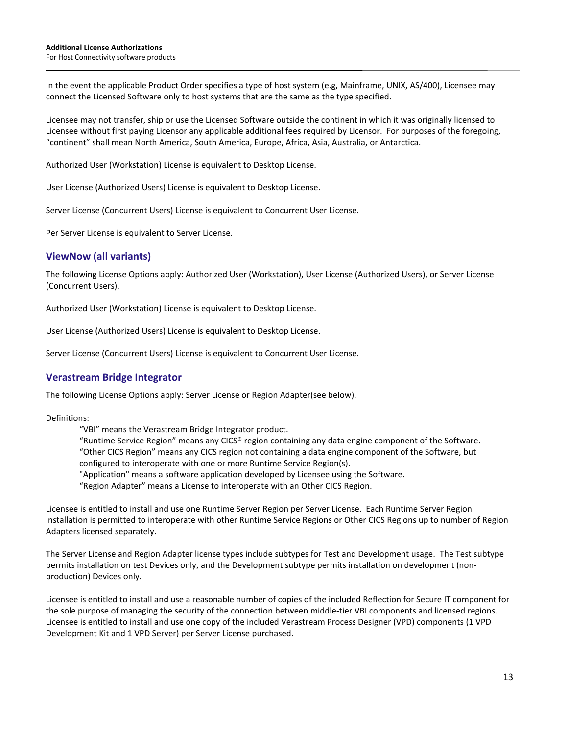In the event the applicable Product Order specifies a type of host system (e.g, Mainframe, UNIX, AS/400), Licensee may connect the Licensed Software only to host systems that are the same as the type specified.

Licensee may not transfer, ship or use the Licensed Software outside the continent in which it was originally licensed to Licensee without first paying Licensor any applicable additional fees required by Licensor. For purposes of the foregoing, "continent" shall mean North America, South America, Europe, Africa, Asia, Australia, or Antarctica.

Authorized User (Workstation) License is equivalent to Desktop License.

User License (Authorized Users) License is equivalent to Desktop License.

Server License (Concurrent Users) License is equivalent to Concurrent User License.

Per Server License is equivalent to Server License.

## ViewNow (all variants)

The following License Options apply: Authorized User (Workstation), User License (Authorized Users), or Server License (Concurrent Users).

Authorized User (Workstation) License is equivalent to Desktop License.

User License (Authorized Users) License is equivalent to Desktop License.

Server License (Concurrent Users) License is equivalent to Concurrent User License.

## Verastream Bridge Integrator

The following License Options apply: Server License or Region Adapter(see below).

Definitions:

"VBI" means the Verastream Bridge Integrator product.
"Runtime Service Region" means any CICS® region containing any data engine component of the Software.
"Other CICS Region" means any CICS region not containing a data engine component of the Software, but configured to interoperate with one or more Runtime Service Region(s).
"Application" means a software application developed by Licensee using the Software.
"Region Adapter" means a License to interoperate with an Other CICS Region.

Licensee is entitled to install and use one Runtime Server Region per Server License. Each Runtime Server Region installation is permitted to interoperate with other Runtime Service Regions or Other CICS Regions up to number of Region Adapters licensed separately.

The Server License and Region Adapter license types include subtypes for Test and Development usage. The Test subtype permits installation on test Devices only, and the Development subtype permits installation on development (non-production) Devices only.

Licensee is entitled to install and use a reasonable number of copies of the included Reflection for Secure IT component for the sole purpose of managing the security of the connection between middle-tier VBI components and licensed regions. Licensee is entitled to install and use one copy of the included Verastream Process Designer (VPD) components (1 VPD Development Kit and 1 VPD Server) per Server License purchased.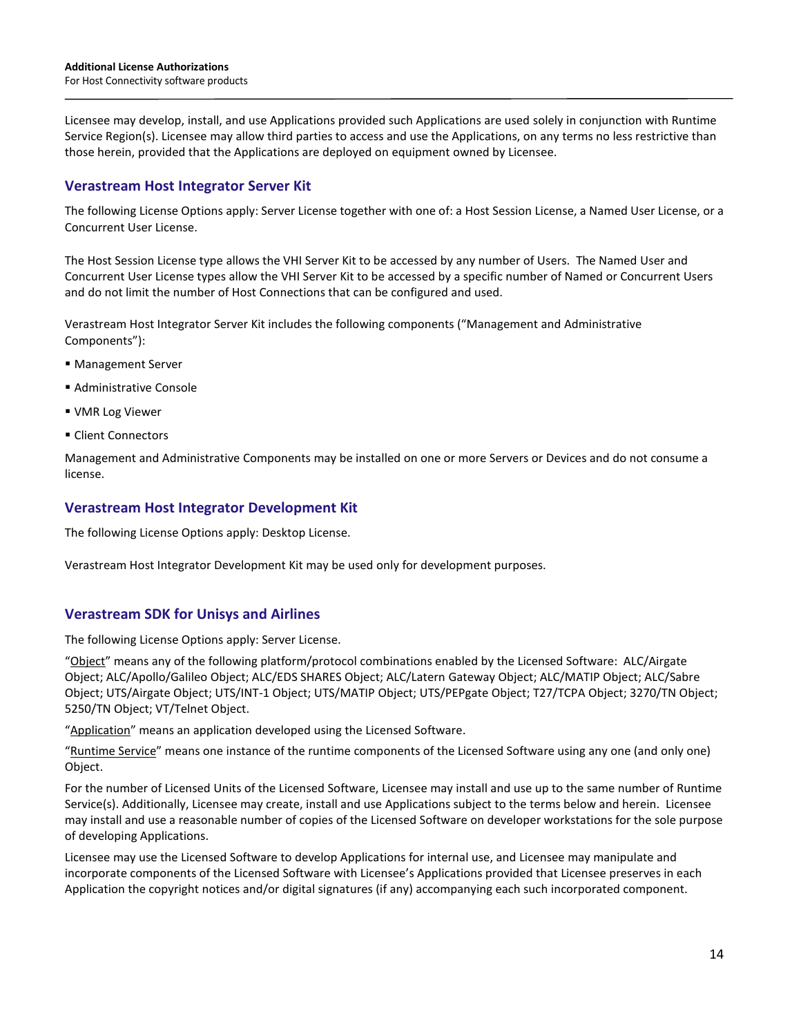Licensee may develop, install, and use Applications provided such Applications are used solely in conjunction with Runtime Service Region(s). Licensee may allow third parties to access and use the Applications, on any terms no less restrictive than those herein, provided that the Applications are deployed on equipment owned by Licensee.

## Verastream Host Integrator Server Kit

The following License Options apply: Server License together with one of: a Host Session License, a Named User License, or a Concurrent User License.

The Host Session License type allows the VHI Server Kit to be accessed by any number of Users. The Named User and Concurrent User License types allow the VHI Server Kit to be accessed by a specific number of Named or Concurrent Users and do not limit the number of Host Connections that can be configured and used.

Verastream Host Integrator Server Kit includes the following components ("Management and Administrative Components"):

- Management Server
- Administrative Console
- VMR Log Viewer
- Client Connectors

Management and Administrative Components may be installed on one or more Servers or Devices and do not consume a license.

## Verastream Host Integrator Development Kit

The following License Options apply: Desktop License.

Verastream Host Integrator Development Kit may be used only for development purposes.

## Verastream SDK for Unisys and Airlines

The following License Options apply: Server License.

"Object" means any of the following platform/protocol combinations enabled by the Licensed Software: ALC/Airgate Object; ALC/Apollo/Galileo Object; ALC/EDS SHARES Object; ALC/Latern Gateway Object; ALC/MATIP Object; ALC/Sabre Object; UTS/Airgate Object; UTS/INT-1 Object; UTS/MATIP Object; UTS/PEPgate Object; T27/TCPA Object; 3270/TN Object; 5250/TN Object; VT/Telnet Object.

"Application" means an application developed using the Licensed Software.

"Runtime Service" means one instance of the runtime components of the Licensed Software using any one (and only one) Object.

For the number of Licensed Units of the Licensed Software, Licensee may install and use up to the same number of Runtime Service(s). Additionally, Licensee may create, install and use Applications subject to the terms below and herein. Licensee may install and use a reasonable number of copies of the Licensed Software on developer workstations for the sole purpose of developing Applications.

Licensee may use the Licensed Software to develop Applications for internal use, and Licensee may manipulate and incorporate components of the Licensed Software with Licensee's Applications provided that Licensee preserves in each Application the copyright notices and/or digital signatures (if any) accompanying each such incorporated component.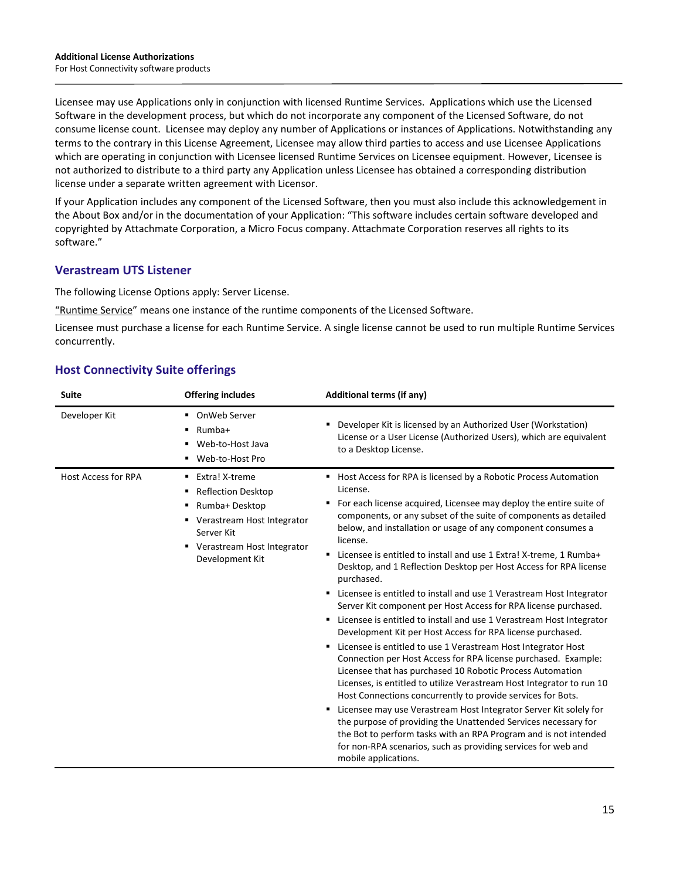Licensee may use Applications only in conjunction with licensed Runtime Services. Applications which use the Licensed Software in the development process, but which do not incorporate any component of the Licensed Software, do not consume license count. Licensee may deploy any number of Applications or instances of Applications. Notwithstanding any terms to the contrary in this License Agreement, Licensee may allow third parties to access and use Licensee Applications which are operating in conjunction with Licensee licensed Runtime Services on Licensee equipment. However, Licensee is not authorized to distribute to a third party any Application unless Licensee has obtained a corresponding distribution license under a separate written agreement with Licensor.

If your Application includes any component of the Licensed Software, then you must also include this acknowledgement in the About Box and/or in the documentation of your Application: "This software includes certain software developed and copyrighted by Attachmate Corporation, a Micro Focus company. Attachmate Corporation reserves all rights to its software."

## Verastream UTS Listener

The following License Options apply: Server License.

"Runtime Service" means one instance of the runtime components of the Licensed Software.

Licensee must purchase a license for each Runtime Service. A single license cannot be used to run multiple Runtime Services concurrently.

## Host Connectivity Suite offerings

| Suite | Offering includes | Additional terms (if any) |
|---|---|---|
| Developer Kit | ▪ OnWeb Server<br>▪ Rumba+<br>▪ Web-to-Host Java<br>▪ Web-to-Host Pro | ▪ Developer Kit is licensed by an Authorized User (Workstation) License or a User License (Authorized Users), which are equivalent to a Desktop License. |
| Host Access for RPA | ▪ Extra! X-treme<br>▪ Reflection Desktop<br>▪ Rumba+ Desktop<br>▪ Verastream Host Integrator Server Kit<br>▪ Verastream Host Integrator Development Kit | ▪ Host Access for RPA is licensed by a Robotic Process Automation License.<br>▪ For each license acquired, Licensee may deploy the entire suite of components, or any subset of the suite of components as detailed below, and installation or usage of any component consumes a license.<br>▪ Licensee is entitled to install and use 1 Extra! X-treme, 1 Rumba+ Desktop, and 1 Reflection Desktop per Host Access for RPA license purchased.<br>▪ Licensee is entitled to install and use 1 Verastream Host Integrator Server Kit component per Host Access for RPA license purchased.<br>▪ Licensee is entitled to install and use 1 Verastream Host Integrator Development Kit per Host Access for RPA license purchased.<br>▪ Licensee is entitled to use 1 Verastream Host Integrator Host Connection per Host Access for RPA license purchased. Example: Licensee that has purchased 10 Robotic Process Automation Licenses, is entitled to utilize Verastream Host Integrator to run 10 Host Connections concurrently to provide services for Bots.<br>▪ Licensee may use Verastream Host Integrator Server Kit solely for the purpose of providing the Unattended Services necessary for the Bot to perform tasks with an RPA Program and is not intended for non-RPA scenarios, such as providing services for web and mobile applications. |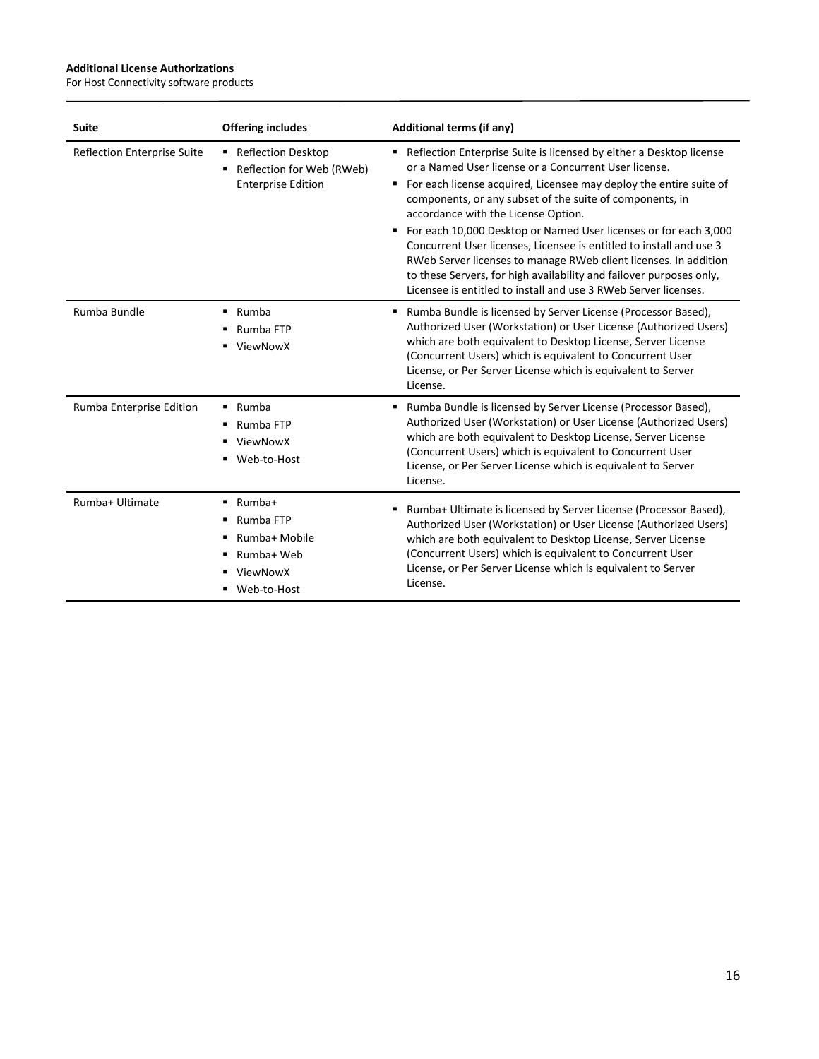| Suite | Offering includes | Additional terms (if any) |
| --- | --- | --- |
| Reflection Enterprise Suite | ▪ Reflection Desktop<br>▪ Reflection for Web (RWeb) Enterprise Edition | ▪ Reflection Enterprise Suite is licensed by either a Desktop license or a Named User license or a Concurrent User license.<br>▪ For each license acquired, Licensee may deploy the entire suite of components, or any subset of the suite of components, in accordance with the License Option.<br>▪ For each 10,000 Desktop or Named User licenses or for each 3,000 Concurrent User licenses, Licensee is entitled to install and use 3 RWeb Server licenses to manage RWeb client licenses. In addition to these Servers, for high availability and failover purposes only, Licensee is entitled to install and use 3 RWeb Server licenses. |
| Rumba Bundle | ▪ Rumba<br>▪ Rumba FTP<br>▪ ViewNowX | ▪ Rumba Bundle is licensed by Server License (Processor Based), Authorized User (Workstation) or User License (Authorized Users) which are both equivalent to Desktop License, Server License (Concurrent Users) which is equivalent to Concurrent User License, or Per Server License which is equivalent to Server License. |
| Rumba Enterprise Edition | ▪ Rumba<br>▪ Rumba FTP<br>▪ ViewNowX<br>▪ Web-to-Host | ▪ Rumba Bundle is licensed by Server License (Processor Based), Authorized User (Workstation) or User License (Authorized Users) which are both equivalent to Desktop License, Server License (Concurrent Users) which is equivalent to Concurrent User License, or Per Server License which is equivalent to Server License. |
| Rumba+ Ultimate | ▪ Rumba+<br>▪ Rumba FTP<br>▪ Rumba+ Mobile<br>▪ Rumba+ Web<br>▪ ViewNowX<br>▪ Web-to-Host | ▪ Rumba+ Ultimate is licensed by Server License (Processor Based), Authorized User (Workstation) or User License (Authorized Users) which are both equivalent to Desktop License, Server License (Concurrent Users) which is equivalent to Concurrent User License, or Per Server License which is equivalent to Server License. |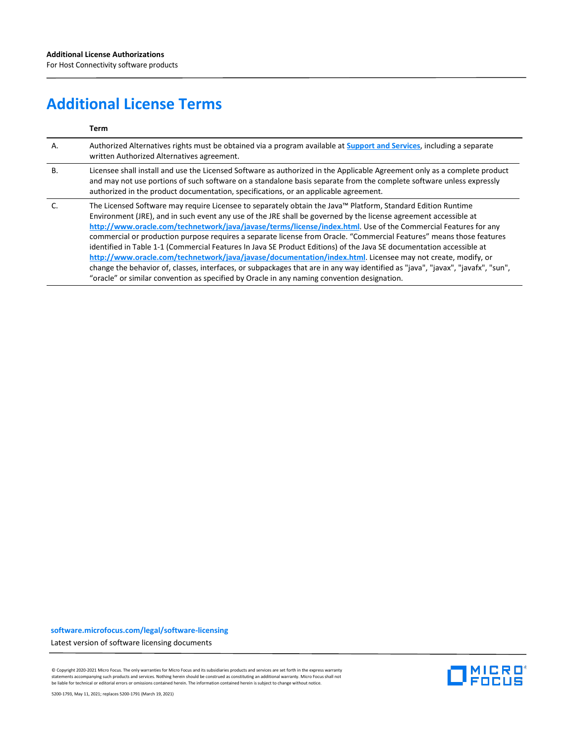# Additional License Terms

| | Term |
|---|---|
| A. | Authorized Alternatives rights must be obtained via a program available at **Support and Services**, including a separate written Authorized Alternatives agreement. |
| B. | Licensee shall install and use the Licensed Software as authorized in the Applicable Agreement only as a complete product and may not use portions of such software on a standalone basis separate from the complete software unless expressly authorized in the product documentation, specifications, or an applicable agreement. |
| C. | The Licensed Software may require Licensee to separately obtain the Java™ Platform, Standard Edition Runtime Environment (JRE), and in such event any use of the JRE shall be governed by the license agreement accessible at **http://www.oracle.com/technetwork/java/javase/terms/license/index.html**. Use of the Commercial Features for any commercial or production purpose requires a separate license from Oracle. "Commercial Features" means those features identified in Table 1-1 (Commercial Features In Java SE Product Editions) of the Java SE documentation accessible at **http://www.oracle.com/technetwork/java/javase/documentation/index.html**. Licensee may not create, modify, or change the behavior of, classes, interfaces, or subpackages that are in any way identified as "java", "javax", "javafx", "sun", "oracle" or similar convention as specified by Oracle in any naming convention designation. |

**software.microfocus.com/legal/software-licensing**

Latest version of software licensing documents

© Copyright 2020-2021 Micro Focus. The only warranties for Micro Focus and its subsidiaries products and services are set forth in the express warranty statements accompanying such products and services. Nothing herein should be construed as constituting an additional warranty. Micro Focus shall not be liable for technical or editorial errors or omissions contained herein. The information contained herein is subject to change without notice.

5200-1793, May 11, 2021; replaces 5200-1791 (March 19, 2021)